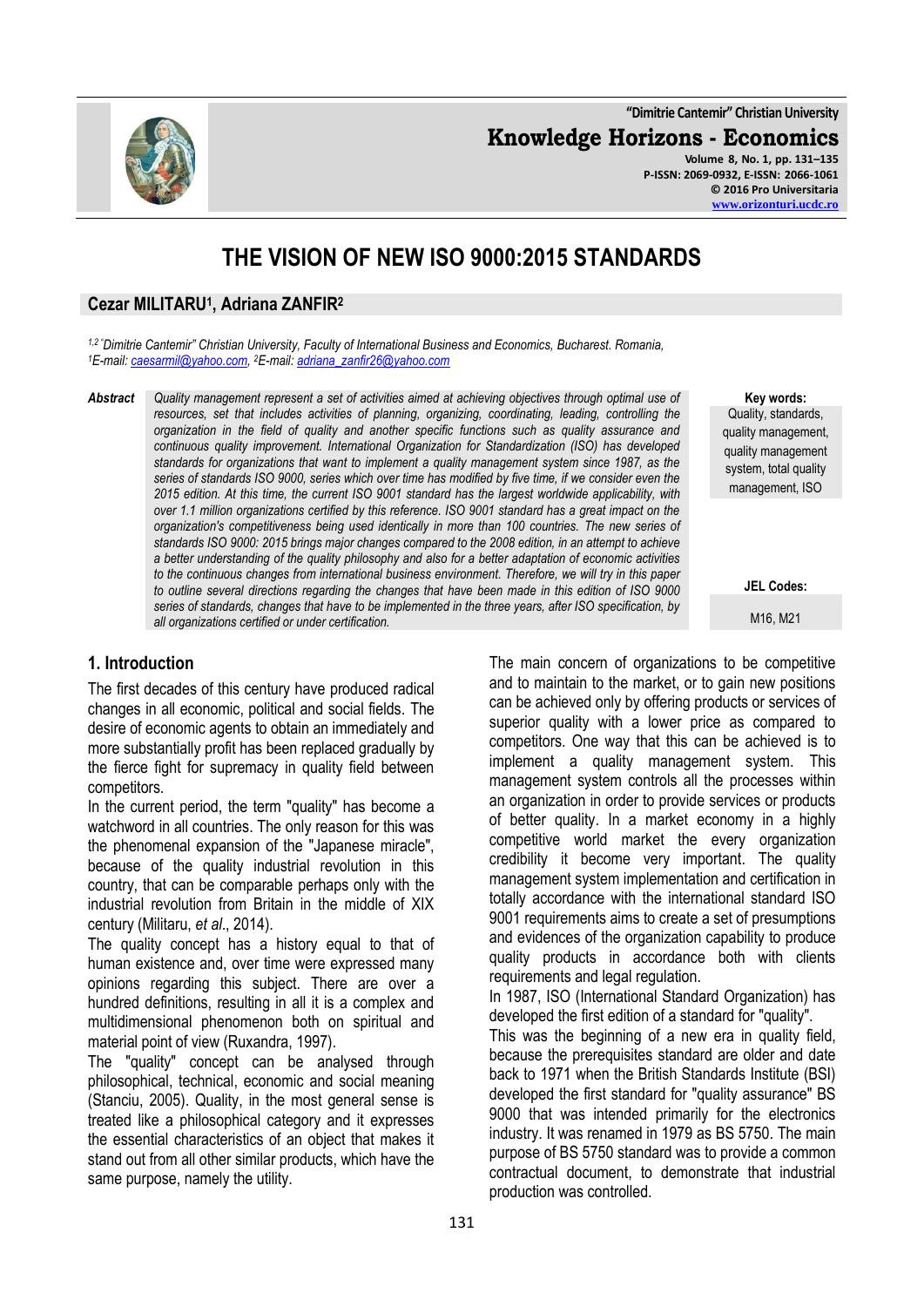# THE VISION OF NEW ISO 9000:2015 STANDARDS

**Cezar MILITARU[1], Adriana ZANFIR[2]**

*[1,2]"Dimitrie Cantemir" Christian University, Faculty of International Business and Economics, Bucharest. Romania,*
*[1]E-mail: caesarmil@yahoo.com, [2]E-mail: adriana_zanfir26@yahoo.com*

**Abstract** *Quality management represent a set of activities aimed at achieving objectives through optimal use of resources, set that includes activities of planning, organizing, coordinating, leading, controlling the organization in the field of quality and another specific functions such as quality assurance and continuous quality improvement. International Organization for Standardization (ISO) has developed standards for organizations that want to implement a quality management system since 1987, as the series of standards ISO 9000, series which over time has modified by five time, if we consider even the 2015 edition. At this time, the current ISO 9001 standard has the largest worldwide applicability, with over 1.1 million organizations certified by this reference. ISO 9001 standard has a great impact on the organization's competitiveness being used identically in more than 100 countries. The new series of standards ISO 9000: 2015 brings major changes compared to the 2008 edition, in an attempt to achieve a better understanding of the quality philosophy and also for a better adaptation of economic activities to the continuous changes from international business environment. Therefore, we will try in this paper to outline several directions regarding the changes that have been made in this edition of ISO 9000 series of standards, changes that have to be implemented in the three years, after ISO specification, by all organizations certified or under certification.*

**Key words:** Quality, standards, quality management, quality management system, total quality management, ISO

**JEL Codes:** M16, M21

## 1. Introduction

The first decades of this century have produced radical changes in all economic, political and social fields. The desire of economic agents to obtain an immediately and more substantially profit has been replaced gradually by the fierce fight for supremacy in quality field between competitors.

In the current period, the term "quality" has become a watchword in all countries. The only reason for this was the phenomenal expansion of the "Japanese miracle", because of the quality industrial revolution in this country, that can be comparable perhaps only with the industrial revolution from Britain in the middle of XIX century (Militaru, *et al*., 2014).

The quality concept has a history equal to that of human existence and, over time were expressed many opinions regarding this subject. There are over a hundred definitions, resulting in all it is a complex and multidimensional phenomenon both on spiritual and material point of view (Ruxandra, 1997).

The "quality" concept can be analysed through philosophical, technical, economic and social meaning (Stanciu, 2005). Quality, in the most general sense is treated like a philosophical category and it expresses the essential characteristics of an object that makes it stand out from all other similar products, which have the same purpose, namely the utility.

The main concern of organizations to be competitive and to maintain to the market, or to gain new positions can be achieved only by offering products or services of superior quality with a lower price as compared to competitors. One way that this can be achieved is to implement a quality management system. This management system controls all the processes within an organization in order to provide services or products of better quality. In a market economy in a highly competitive world market the every organization credibility it become very important. The quality management system implementation and certification in totally accordance with the international standard ISO 9001 requirements aims to create a set of presumptions and evidences of the organization capability to produce quality products in accordance both with clients requirements and legal regulation.

In 1987, ISO (International Standard Organization) has developed the first edition of a standard for "quality".

This was the beginning of a new era in quality field, because the prerequisites standard are older and date back to 1971 when the British Standards Institute (BSI) developed the first standard for "quality assurance" BS 9000 that was intended primarily for the electronics industry. It was renamed in 1979 as BS 5750. The main purpose of BS 5750 standard was to provide a common contractual document, to demonstrate that industrial production was controlled.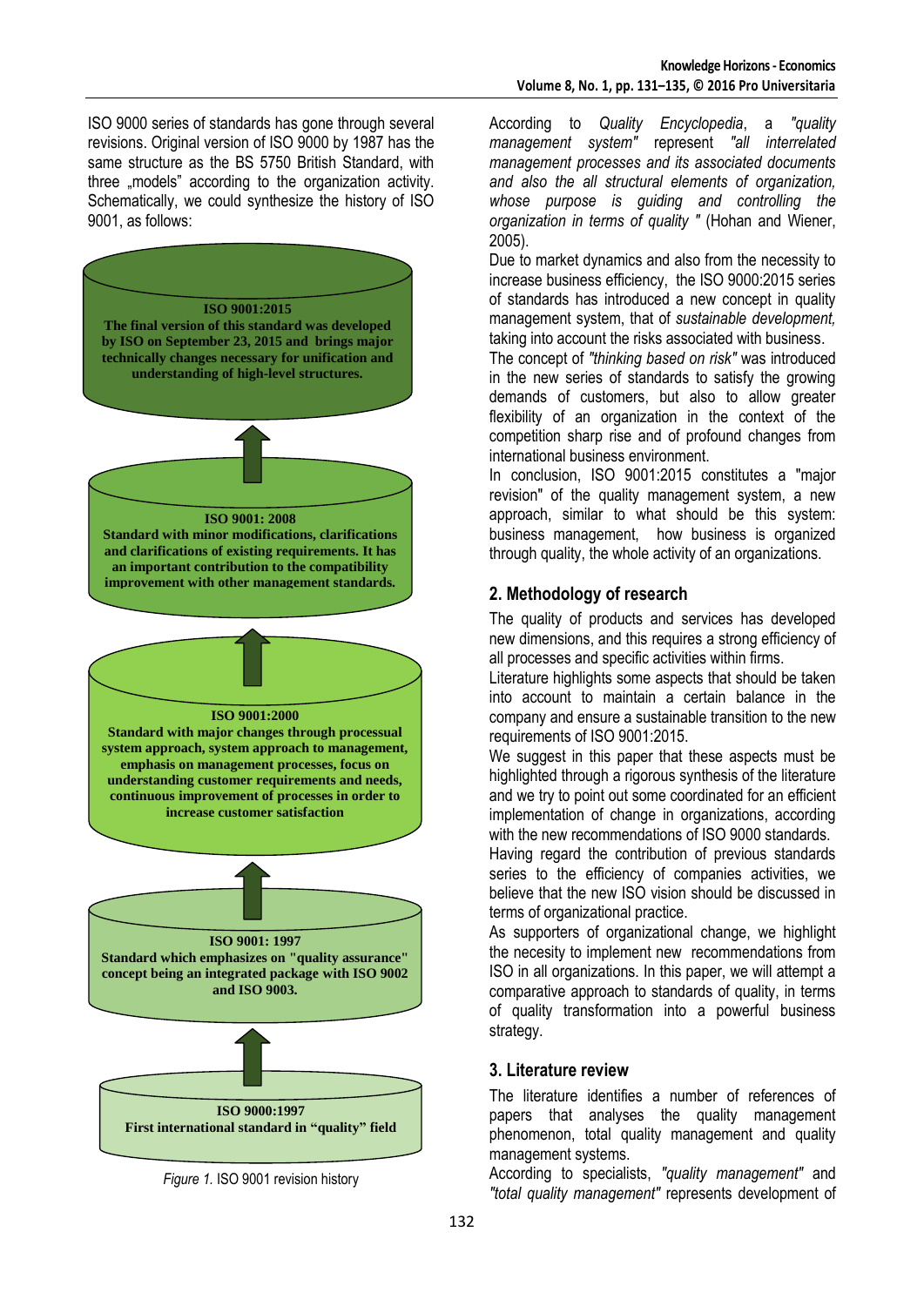ISO 9000 series of standards has gone through several revisions. Original version of ISO 9000 by 1987 has the same structure as the BS 5750 British Standard, with three „models" according to the organization activity. Schematically, we could synthesize the history of ISO 9001, as follows:

**ISO 9001:2015**
**The final version of this standard was developed by ISO on September 23, 2015 and brings major technically changes necessary for unification and understanding of high-level structures.**

**ISO 9001: 2008**
**Standard with minor modifications, clarifications and clarifications of existing requirements. It has an important contribution to the compatibility improvement with other management standards.**

**ISO 9001:2000**
**Standard with major changes through processual system approach, system approach to management, emphasis on management processes, focus on understanding customer requirements and needs, continuous improvement of processes in order to increase customer satisfaction**

**ISO 9001: 1997**
**Standard which emphasizes on "quality assurance" concept being an integrated package with ISO 9002 and ISO 9003.**

**ISO 9000:1997**
**First international standard in "quality" field**

*Figure 1.* ISO 9001 revision history

According to *Quality Encyclopedia*, a *"quality management system"* represent *"all interrelated management processes and its associated documents and also the all structural elements of organization, whose purpose is guiding and controlling the organization in terms of quality "* (Hohan and Wiener, 2005).

Due to market dynamics and also from the necessity to increase business efficiency, the ISO 9000:2015 series of standards has introduced a new concept in quality management system, that of *sustainable development,* taking into account the risks associated with business.

The concept of *"thinking based on risk"* was introduced in the new series of standards to satisfy the growing demands of customers, but also to allow greater flexibility of an organization in the context of the competition sharp rise and of profound changes from international business environment.

In conclusion, ISO 9001:2015 constitutes a "major revision" of the quality management system, a new approach, similar to what should be this system: business management, how business is organized through quality, the whole activity of an organizations.

## 2. Methodology of research

The quality of products and services has developed new dimensions, and this requires a strong efficiency of all processes and specific activities within firms.

Literature highlights some aspects that should be taken into account to maintain a certain balance in the company and ensure a sustainable transition to the new requirements of ISO 9001:2015.

We suggest in this paper that these aspects must be highlighted through a rigorous synthesis of the literature and we try to point out some coordinated for an efficient implementation of change in organizations, according with the new recommendations of ISO 9000 standards.

Having regard the contribution of previous standards series to the efficiency of companies activities, we believe that the new ISO vision should be discussed in terms of organizational practice.

As supporters of organizational change, we highlight the necesity to implement new recommendations from ISO in all organizations. In this paper, we will attempt a comparative approach to standards of quality, in terms of quality transformation into a powerful business strategy.

## 3. Literature review

The literature identifies a number of references of papers that analyses the quality management phenomenon, total quality management and quality management systems.

According to specialists, *"quality management"* and *"total quality management"* represents development of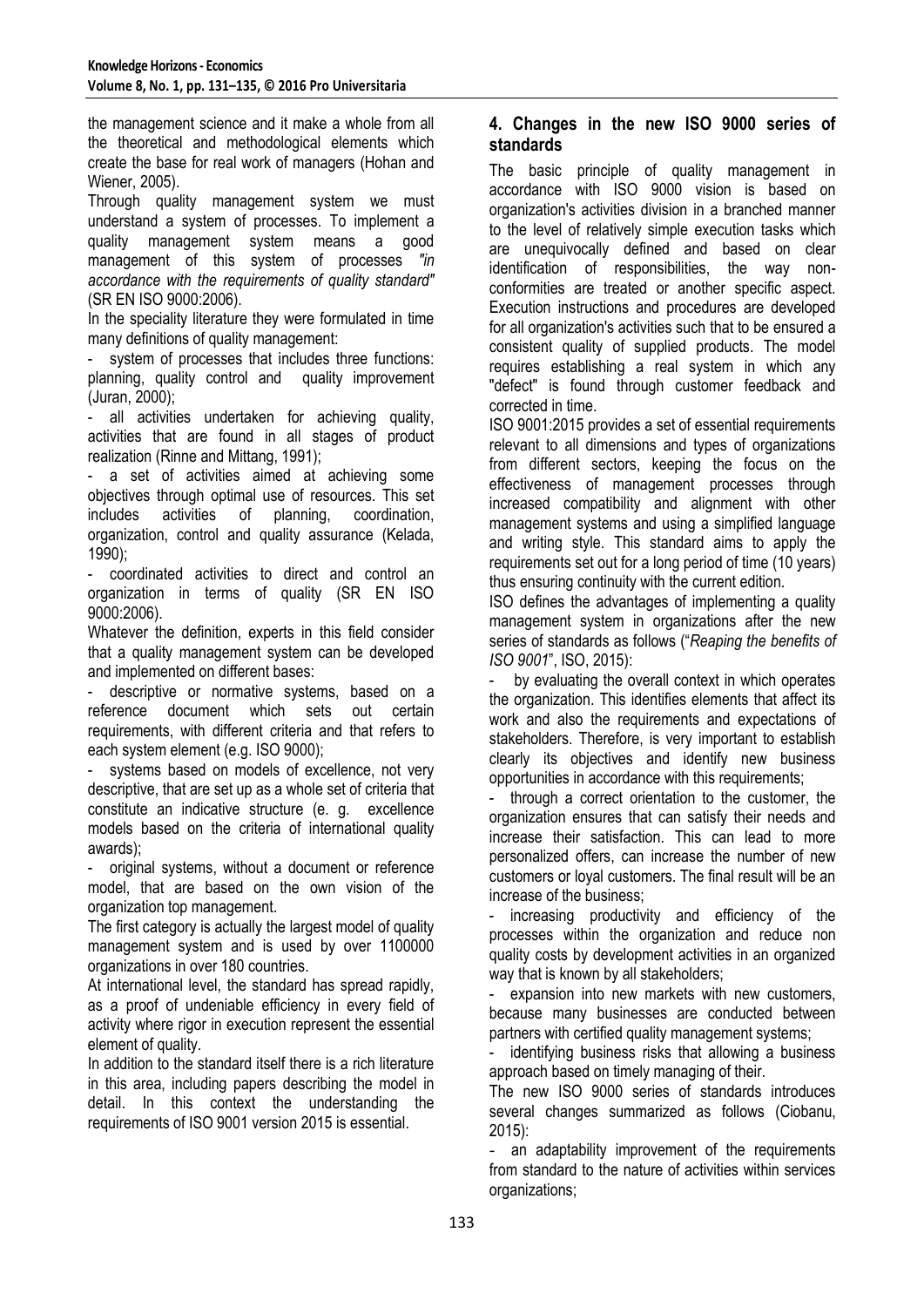the management science and it make a whole from all the theoretical and methodological elements which create the base for real work of managers (Hohan and Wiener, 2005).

Through quality management system we must understand a system of processes. To implement a quality management system means a good management of this system of processes *"in accordance with the requirements of quality standard"* (SR EN ISO 9000:2006).

In the speciality literature they were formulated in time many definitions of quality management:

- system of processes that includes three functions: planning, quality control and quality improvement (Juran, 2000);
- all activities undertaken for achieving quality, activities that are found in all stages of product realization (Rinne and Mittang, 1991);
- a set of activities aimed at achieving some objectives through optimal use of resources. This set includes activities of planning, coordination, organization, control and quality assurance (Kelada, 1990);
- coordinated activities to direct and control an organization in terms of quality (SR EN ISO 9000:2006).

Whatever the definition, experts in this field consider that a quality management system can be developed and implemented on different bases:

- descriptive or normative systems, based on a reference document which sets out certain requirements, with different criteria and that refers to each system element (e.g. ISO 9000);
- systems based on models of excellence, not very descriptive, that are set up as a whole set of criteria that constitute an indicative structure (e. g. excellence models based on the criteria of international quality awards);
- original systems, without a document or reference model, that are based on the own vision of the organization top management.

The first category is actually the largest model of quality management system and is used by over 1100000 organizations in over 180 countries.

At international level, the standard has spread rapidly, as a proof of undeniable efficiency in every field of activity where rigor in execution represent the essential element of quality.

In addition to the standard itself there is a rich literature in this area, including papers describing the model in detail. In this context the understanding the requirements of ISO 9001 version 2015 is essential.

## 4. Changes in the new ISO 9000 series of standards

The basic principle of quality management in accordance with ISO 9000 vision is based on organization's activities division in a branched manner to the level of relatively simple execution tasks which are unequivocally defined and based on clear identification of responsibilities, the way non-conformities are treated or another specific aspect. Execution instructions and procedures are developed for all organization's activities such that to be ensured a consistent quality of supplied products. The model requires establishing a real system in which any "defect" is found through customer feedback and corrected in time.

ISO 9001:2015 provides a set of essential requirements relevant to all dimensions and types of organizations from different sectors, keeping the focus on the effectiveness of management processes through increased compatibility and alignment with other management systems and using a simplified language and writing style. This standard aims to apply the requirements set out for a long period of time (10 years) thus ensuring continuity with the current edition.

ISO defines the advantages of implementing a quality management system in organizations after the new series of standards as follows ("*Reaping the benefits of ISO 9001*", ISO, 2015):

- by evaluating the overall context in which operates the organization. This identifies elements that affect its work and also the requirements and expectations of stakeholders. Therefore, is very important to establish clearly its objectives and identify new business opportunities in accordance with this requirements;
- through a correct orientation to the customer, the organization ensures that can satisfy their needs and increase their satisfaction. This can lead to more personalized offers, can increase the number of new customers or loyal customers. The final result will be an increase of the business;
- increasing productivity and efficiency of the processes within the organization and reduce non quality costs by development activities in an organized way that is known by all stakeholders;
- expansion into new markets with new customers, because many businesses are conducted between partners with certified quality management systems;
- identifying business risks that allowing a business approach based on timely managing of their.

The new ISO 9000 series of standards introduces several changes summarized as follows (Ciobanu, 2015):

- an adaptability improvement of the requirements from standard to the nature of activities within services organizations;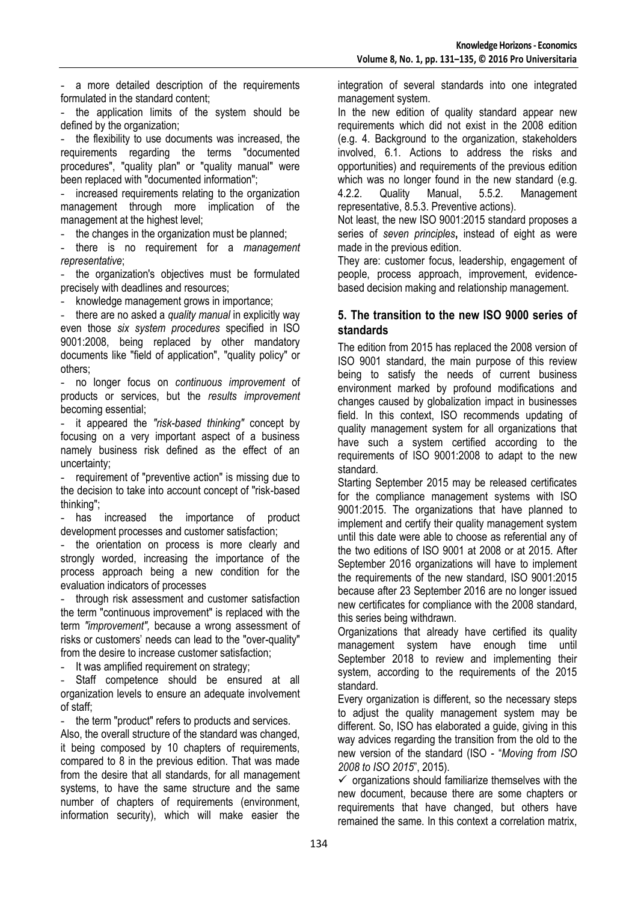- a more detailed description of the requirements formulated in the standard content;
- the application limits of the system should be defined by the organization;
- the flexibility to use documents was increased, the requirements regarding the terms "documented procedures", "quality plan" or "quality manual" were been replaced with "documented information";
- increased requirements relating to the organization management through more implication of the management at the highest level;
- the changes in the organization must be planned;
- there is no requirement for a *management representative*;
- the organization's objectives must be formulated precisely with deadlines and resources;
- knowledge management grows in importance;
- there are no asked a *quality manual* in explicitly way even those *six system procedures* specified in ISO 9001:2008, being replaced by other mandatory documents like "field of application", "quality policy" or others;
- no longer focus on *continuous improvement* of products or services, but the *results improvement* becoming essential;
- it appeared the *"risk-based thinking"* concept by focusing on a very important aspect of a business namely business risk defined as the effect of an uncertainty;
- requirement of "preventive action" is missing due to the decision to take into account concept of "risk-based thinking";
- has increased the importance of product development processes and customer satisfaction;
- the orientation on process is more clearly and strongly worded, increasing the importance of the process approach being a new condition for the evaluation indicators of processes
- through risk assessment and customer satisfaction the term "continuous improvement" is replaced with the term *"improvement",* because a wrong assessment of risks or customers' needs can lead to the "over-quality" from the desire to increase customer satisfaction;
- It was amplified requirement on strategy;
- Staff competence should be ensured at all organization levels to ensure an adequate involvement of staff;
- the term "product" refers to products and services.

Also, the overall structure of the standard was changed, it being composed by 10 chapters of requirements, compared to 8 in the previous edition. That was made from the desire that all standards, for all management systems, to have the same structure and the same number of chapters of requirements (environment, information security), which will make easier the integration of several standards into one integrated management system.

In the new edition of quality standard appear new requirements which did not exist in the 2008 edition (e.g. 4. Background to the organization, stakeholders involved, 6.1. Actions to address the risks and opportunities) and requirements of the previous edition which was no longer found in the new standard (e.g. 4.2.2. Quality Manual, 5.5.2. Management representative, 8.5.3. Preventive actions).

Not least, the new ISO 9001:2015 standard proposes a series of *seven principles***,** instead of eight as were made in the previous edition.

They are: customer focus, leadership, engagement of people, process approach, improvement, evidence-based decision making and relationship management.

## 5. The transition to the new ISO 9000 series of standards

The edition from 2015 has replaced the 2008 version of ISO 9001 standard, the main purpose of this review being to satisfy the needs of current business environment marked by profound modifications and changes caused by globalization impact in businesses field. In this context, ISO recommends updating of quality management system for all organizations that have such a system certified according to the requirements of ISO 9001:2008 to adapt to the new standard.

Starting September 2015 may be released certificates for the compliance management systems with ISO 9001:2015. The organizations that have planned to implement and certify their quality management system until this date were able to choose as referential any of the two editions of ISO 9001 at 2008 or at 2015. After September 2016 organizations will have to implement the requirements of the new standard, ISO 9001:2015 because after 23 September 2016 are no longer issued new certificates for compliance with the 2008 standard, this series being withdrawn.

Organizations that already have certified its quality management system have enough time until September 2018 to review and implementing their system, according to the requirements of the 2015 standard.

Every organization is different, so the necessary steps to adjust the quality management system may be different. So, ISO has elaborated a guide, giving in this way advices regarding the transition from the old to the new version of the standard (ISO - "*Moving from ISO 2008 to ISO 2015*", 2015).

✓ organizations should familiarize themselves with the new document, because there are some chapters or requirements that have changed, but others have remained the same. In this context a correlation matrix,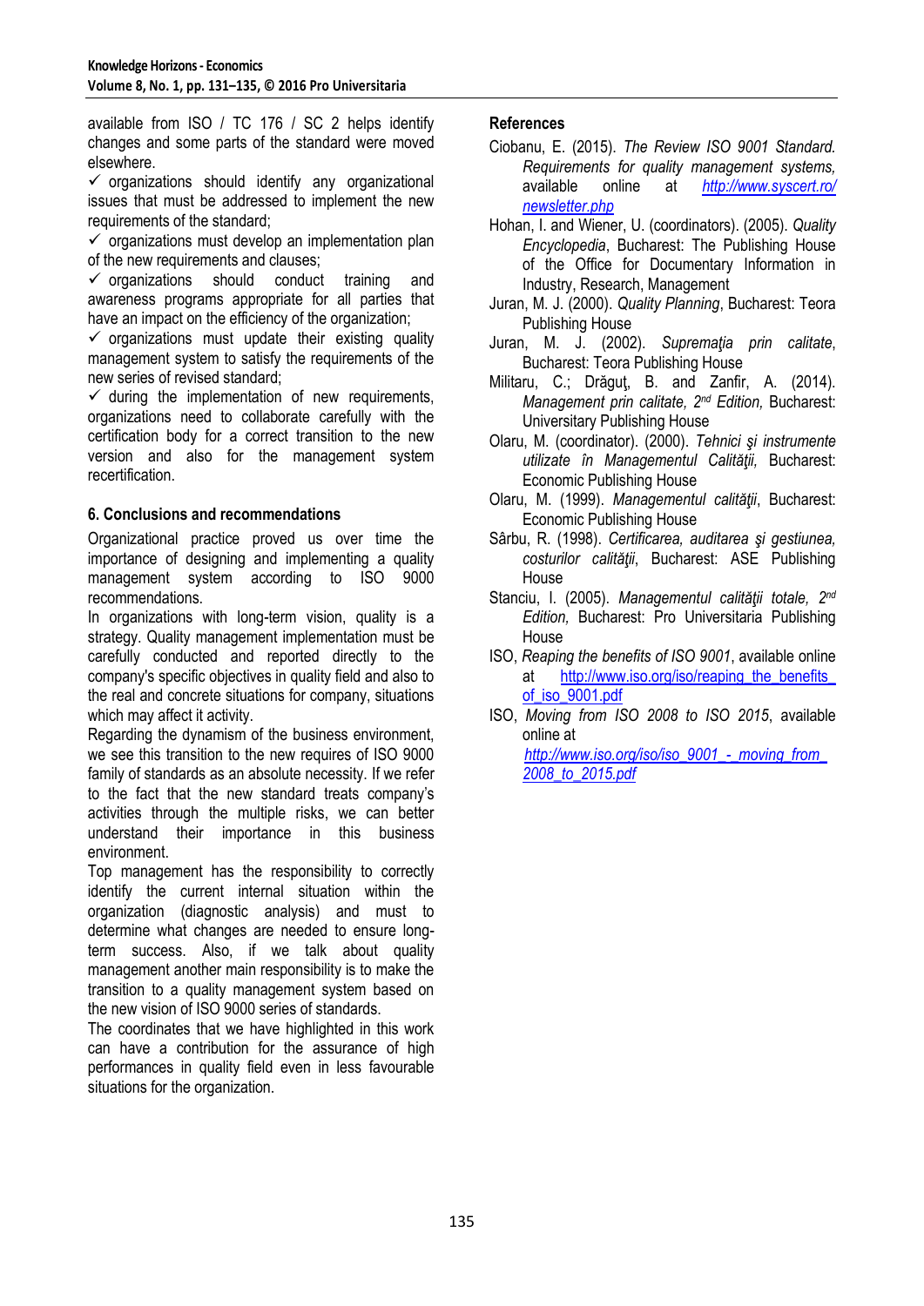available from ISO / TC 176 / SC 2 helps identify changes and some parts of the standard were moved elsewhere.

- ✓ organizations should identify any organizational issues that must be addressed to implement the new requirements of the standard;
- ✓ organizations must develop an implementation plan of the new requirements and clauses;
- ✓ organizations should conduct training and awareness programs appropriate for all parties that have an impact on the efficiency of the organization;
- ✓ organizations must update their existing quality management system to satisfy the requirements of the new series of revised standard;
- ✓ during the implementation of new requirements, organizations need to collaborate carefully with the certification body for a correct transition to the new version and also for the management system recertification.

### 6. Conclusions and recommendations

Organizational practice proved us over time the importance of designing and implementing a quality management system according to ISO 9000 recommendations.

In organizations with long-term vision, quality is a strategy. Quality management implementation must be carefully conducted and reported directly to the company's specific objectives in quality field and also to the real and concrete situations for company, situations which may affect it activity.

Regarding the dynamism of the business environment, we see this transition to the new requires of ISO 9000 family of standards as an absolute necessity. If we refer to the fact that the new standard treats company's activities through the multiple risks, we can better understand their importance in this business environment.

Top management has the responsibility to correctly identify the current internal situation within the organization (diagnostic analysis) and must to determine what changes are needed to ensure long-term success. Also, if we talk about quality management another main responsibility is to make the transition to a quality management system based on the new vision of ISO 9000 series of standards.

The coordinates that we have highlighted in this work can have a contribution for the assurance of high performances in quality field even in less favourable situations for the organization.

### References

Ciobanu, E. (2015). *The Review ISO 9001 Standard. Requirements for quality management systems,* available online at *http://www.syscert.ro/newsletter.php*

Hohan, I. and Wiener, U. (coordinators). (2005). *Quality Encyclopedia*, Bucharest: The Publishing House of the Office for Documentary Information in Industry, Research, Management

Juran, M. J. (2000). *Quality Planning*, Bucharest: Teora Publishing House

Juran, M. J. (2002). *Supremaţia prin calitate*, Bucharest: Teora Publishing House

Militaru, C.; Drăguţ, B. and Zanfir, A. (2014). *Management prin calitate, 2nd Edition,* Bucharest: Universitary Publishing House

Olaru, M. (coordinator). (2000). *Tehnici şi instrumente utilizate în Managementul Calităţii,* Bucharest: Economic Publishing House

Olaru, M. (1999). *Managementul calităţii*, Bucharest: Economic Publishing House

Sârbu, R. (1998). *Certificarea, auditarea şi gestiunea, costurilor calităţii*, Bucharest: ASE Publishing House

Stanciu, I. (2005). *Managementul calităţii totale, 2nd Edition,* Bucharest: Pro Universitaria Publishing House

ISO, *Reaping the benefits of ISO 9001*, available online at http://www.iso.org/iso/reaping_the_benefits_of_iso_9001.pdf

ISO, *Moving from ISO 2008 to ISO 2015*, available online at *http://www.iso.org/iso/iso_9001_-_moving_from_2008_to_2015.pdf*